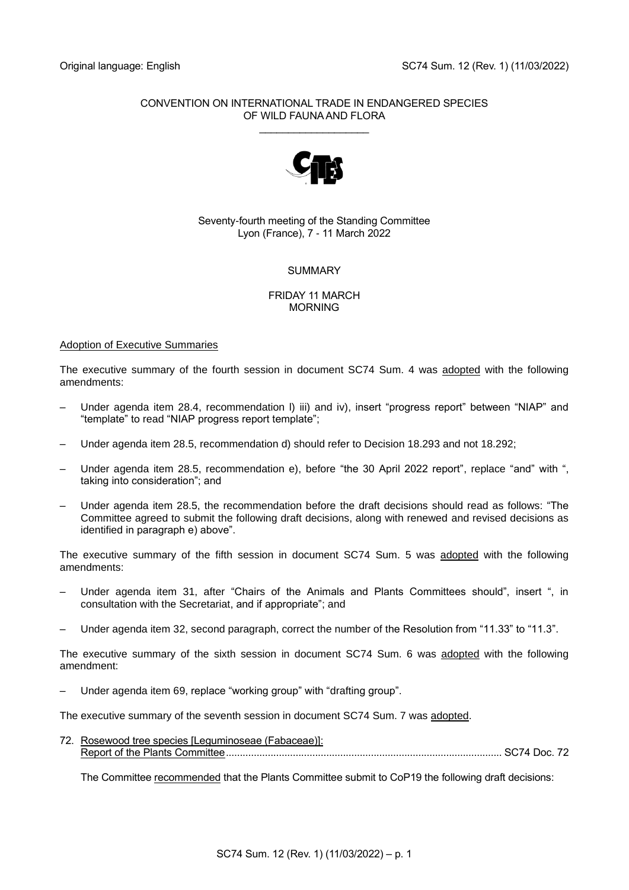Original language: English SC74 Sum. 12 (Rev. 1) (11/03/2022)

CONVENTION ON INTERNATIONAL TRADE IN ENDANGERED SPECIES
OF WILD FAUNA AND FLORA

\_\_\_\_\_\_\_\_\_\_\_\_\_\_\_\_\_\_\_

Seventy-fourth meeting of the Standing Committee
Lyon (France), 7 - 11 March 2022

SUMMARY

FRIDAY 11 MARCH
MORNING

Adoption of Executive Summaries

The executive summary of the fourth session in document SC74 Sum. 4 was adopted with the following amendments:

– Under agenda item 28.4, recommendation l) iii) and iv), insert "progress report" between "NIAP" and "template" to read "NIAP progress report template";

– Under agenda item 28.5, recommendation d) should refer to Decision 18.293 and not 18.292;

– Under agenda item 28.5, recommendation e), before "the 30 April 2022 report", replace "and" with ", taking into consideration"; and

– Under agenda item 28.5, the recommendation before the draft decisions should read as follows: "The Committee agreed to submit the following draft decisions, along with renewed and revised decisions as identified in paragraph e) above".

The executive summary of the fifth session in document SC74 Sum. 5 was adopted with the following amendments:

– Under agenda item 31, after "Chairs of the Animals and Plants Committees should", insert ", in consultation with the Secretariat, and if appropriate"; and

– Under agenda item 32, second paragraph, correct the number of the Resolution from "11.33" to "11.3".

The executive summary of the sixth session in document SC74 Sum. 6 was adopted with the following amendment:

– Under agenda item 69, replace "working group" with "drafting group".

The executive summary of the seventh session in document SC74 Sum. 7 was adopted.

72. Rosewood tree species [Leguminoseae (Fabaceae)]: Report of the Plants Committee .................................................................................................. SC74 Doc. 72

The Committee recommended that the Plants Committee submit to CoP19 the following draft decisions: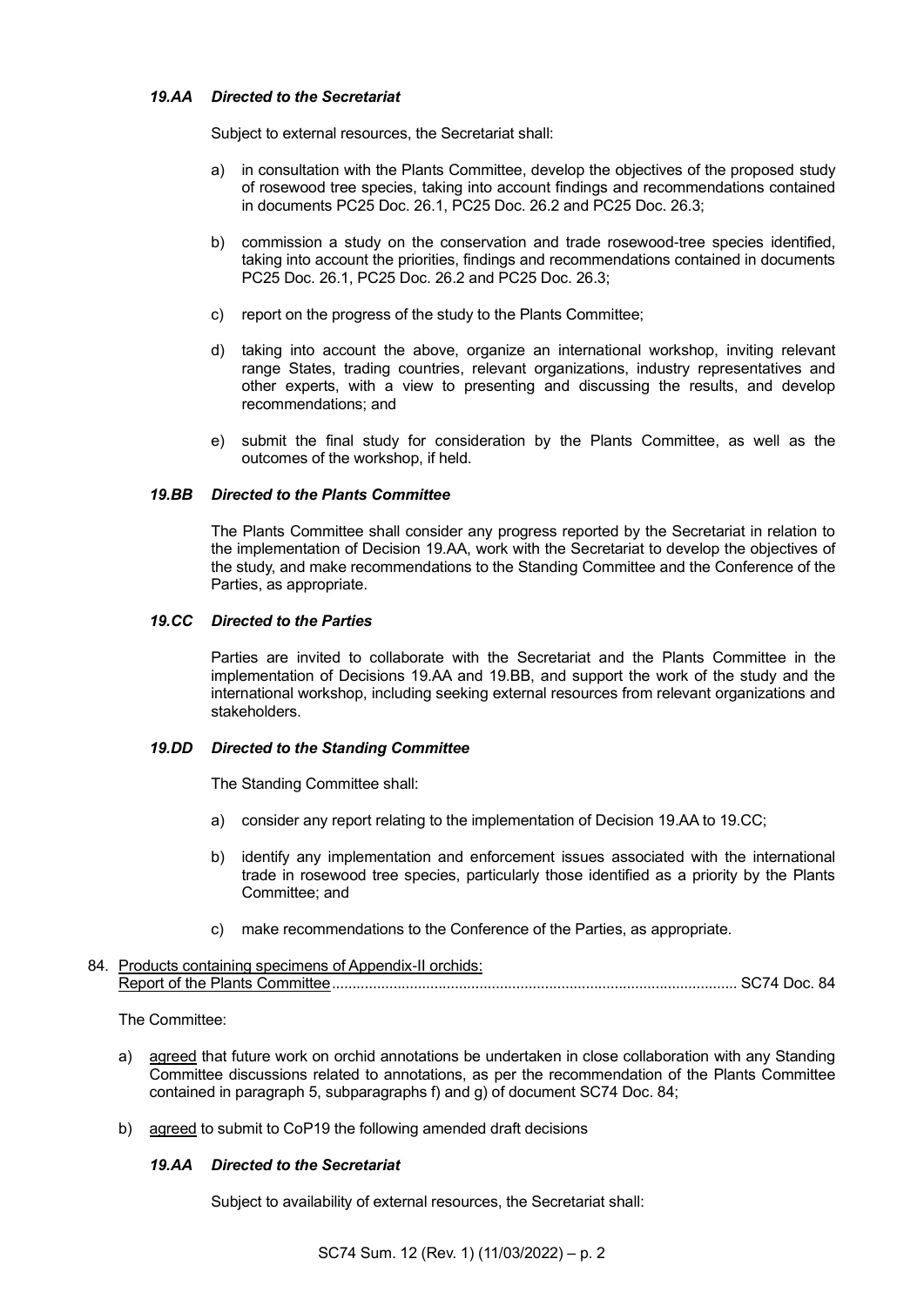*19.AA Directed to the Secretariat*

Subject to external resources, the Secretariat shall:

a) in consultation with the Plants Committee, develop the objectives of the proposed study of rosewood tree species, taking into account findings and recommendations contained in documents PC25 Doc. 26.1, PC25 Doc. 26.2 and PC25 Doc. 26.3;

b) commission a study on the conservation and trade rosewood-tree species identified, taking into account the priorities, findings and recommendations contained in documents PC25 Doc. 26.1, PC25 Doc. 26.2 and PC25 Doc. 26.3;

c) report on the progress of the study to the Plants Committee;

d) taking into account the above, organize an international workshop, inviting relevant range States, trading countries, relevant organizations, industry representatives and other experts, with a view to presenting and discussing the results, and develop recommendations; and

e) submit the final study for consideration by the Plants Committee, as well as the outcomes of the workshop, if held.

*19.BB Directed to the Plants Committee*

The Plants Committee shall consider any progress reported by the Secretariat in relation to the implementation of Decision 19.AA, work with the Secretariat to develop the objectives of the study, and make recommendations to the Standing Committee and the Conference of the Parties, as appropriate.

*19.CC Directed to the Parties*

Parties are invited to collaborate with the Secretariat and the Plants Committee in the implementation of Decisions 19.AA and 19.BB, and support the work of the study and the international workshop, including seeking external resources from relevant organizations and stakeholders.

*19.DD Directed to the Standing Committee*

The Standing Committee shall:

a) consider any report relating to the implementation of Decision 19.AA to 19.CC;

b) identify any implementation and enforcement issues associated with the international trade in rosewood tree species, particularly those identified as a priority by the Plants Committee; and

c) make recommendations to the Conference of the Parties, as appropriate.

84. Products containing specimens of Appendix-II orchids: Report of the Plants Committee .................................................................................................... SC74 Doc. 84

The Committee:

a) agreed that future work on orchid annotations be undertaken in close collaboration with any Standing Committee discussions related to annotations, as per the recommendation of the Plants Committee contained in paragraph 5, subparagraphs f) and g) of document SC74 Doc. 84;

b) agreed to submit to CoP19 the following amended draft decisions

*19.AA Directed to the Secretariat*

Subject to availability of external resources, the Secretariat shall: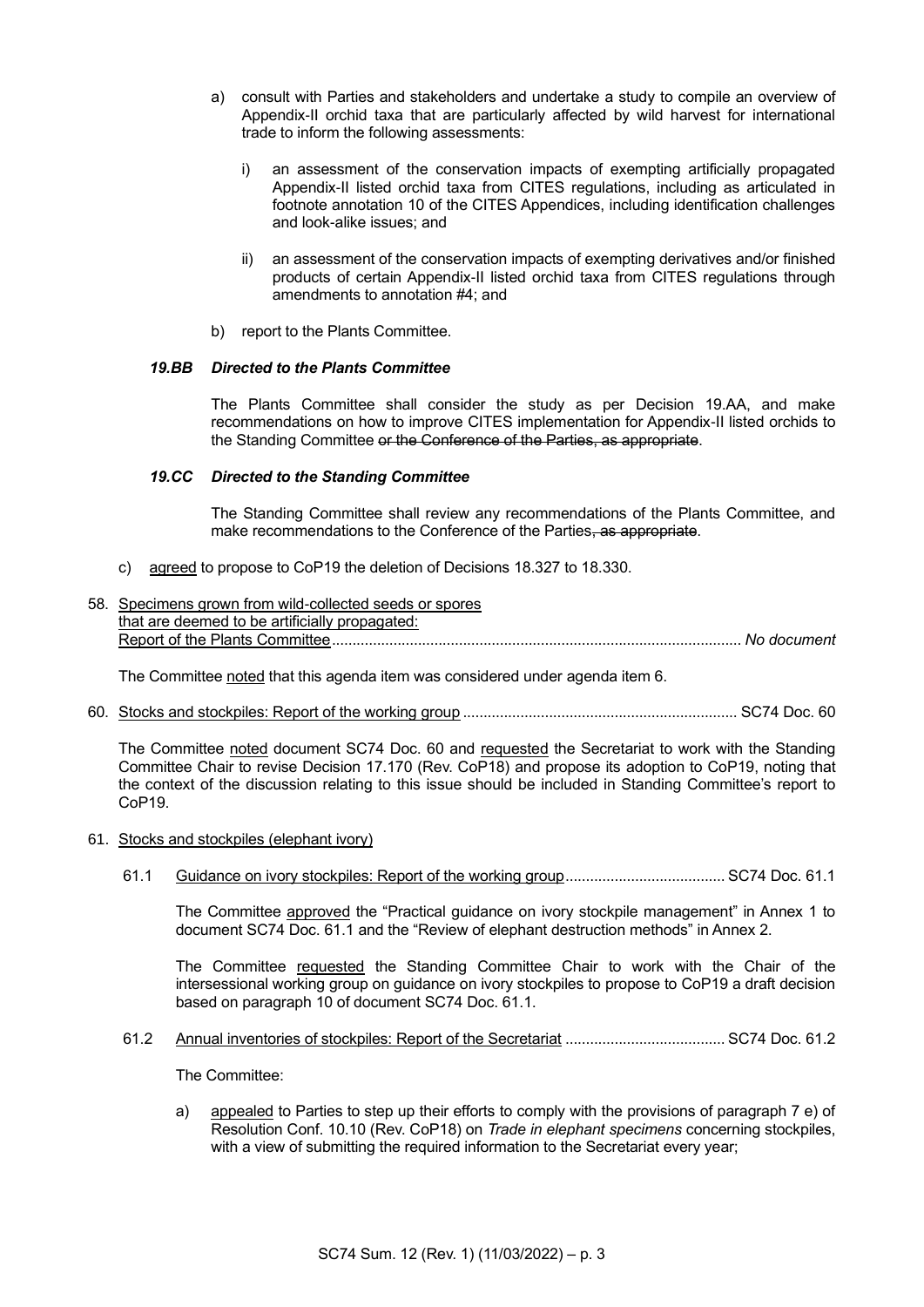a) consult with Parties and stakeholders and undertake a study to compile an overview of Appendix-II orchid taxa that are particularly affected by wild harvest for international trade to inform the following assessments:

   i) an assessment of the conservation impacts of exempting artificially propagated Appendix-II listed orchid taxa from CITES regulations, including as articulated in footnote annotation 10 of the CITES Appendices, including identification challenges and look-alike issues; and

   ii) an assessment of the conservation impacts of exempting derivatives and/or finished products of certain Appendix-II listed orchid taxa from CITES regulations through amendments to annotation #4; and

b) report to the Plants Committee.

***19.BB Directed to the Plants Committee***

The Plants Committee shall consider the study as per Decision 19.AA, and make recommendations on how to improve CITES implementation for Appendix-II listed orchids to the Standing Committee ~~or the Conference of the Parties, as appropriate~~.

***19.CC Directed to the Standing Committee***

The Standing Committee shall review any recommendations of the Plants Committee, and make recommendations to the Conference of the Parties~~, as appropriate~~.

c) agreed to propose to CoP19 the deletion of Decisions 18.327 to 18.330.

58. Specimens grown from wild-collected seeds or spores that are deemed to be artificially propagated: Report of the Plants Committee ........ *No document*

The Committee noted that this agenda item was considered under agenda item 6.

60. Stocks and stockpiles: Report of the working group ........ SC74 Doc. 60

The Committee noted document SC74 Doc. 60 and requested the Secretariat to work with the Standing Committee Chair to revise Decision 17.170 (Rev. CoP18) and propose its adoption to CoP19, noting that the context of the discussion relating to this issue should be included in Standing Committee's report to CoP19.

61. Stocks and stockpiles (elephant ivory)

61.1 Guidance on ivory stockpiles: Report of the working group ........ SC74 Doc. 61.1

The Committee approved the "Practical guidance on ivory stockpile management" in Annex 1 to document SC74 Doc. 61.1 and the "Review of elephant destruction methods" in Annex 2.

The Committee requested the Standing Committee Chair to work with the Chair of the intersessional working group on guidance on ivory stockpiles to propose to CoP19 a draft decision based on paragraph 10 of document SC74 Doc. 61.1.

61.2 Annual inventories of stockpiles: Report of the Secretariat ........ SC74 Doc. 61.2

The Committee:

a) appealed to Parties to step up their efforts to comply with the provisions of paragraph 7 e) of Resolution Conf. 10.10 (Rev. CoP18) on *Trade in elephant specimens* concerning stockpiles, with a view of submitting the required information to the Secretariat every year;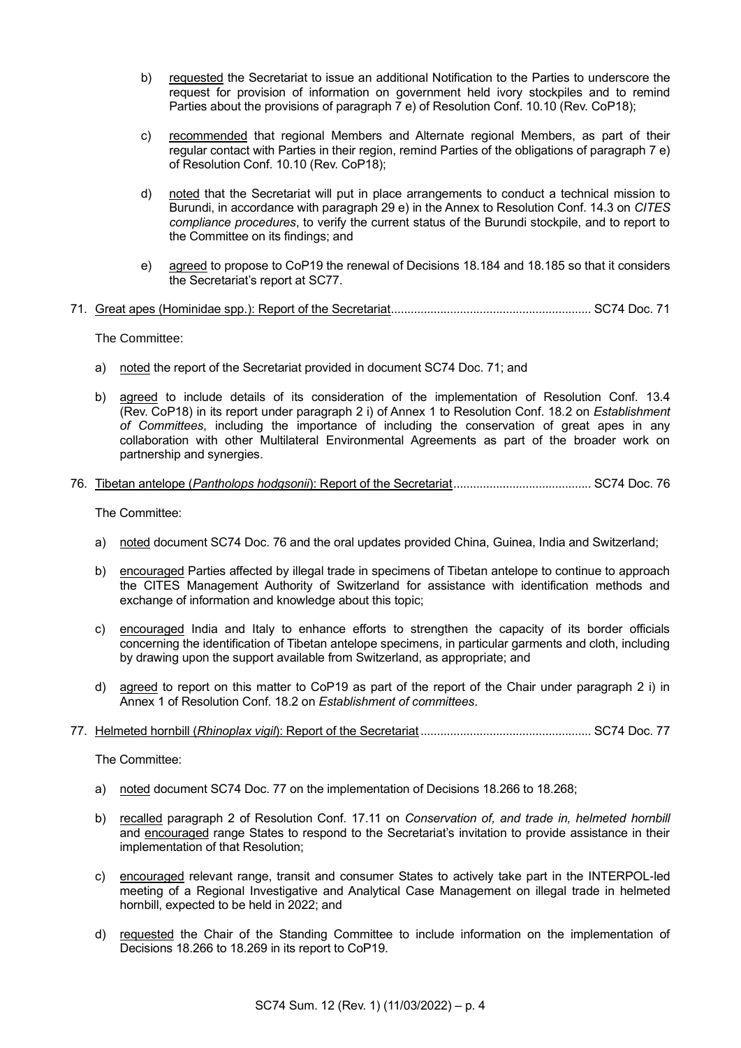b) requested the Secretariat to issue an additional Notification to the Parties to underscore the request for provision of information on government held ivory stockpiles and to remind Parties about the provisions of paragraph 7 e) of Resolution Conf. 10.10 (Rev. CoP18);

c) recommended that regional Members and Alternate regional Members, as part of their regular contact with Parties in their region, remind Parties of the obligations of paragraph 7 e) of Resolution Conf. 10.10 (Rev. CoP18);

d) noted that the Secretariat will put in place arrangements to conduct a technical mission to Burundi, in accordance with paragraph 29 e) in the Annex to Resolution Conf. 14.3 on *CITES compliance procedures*, to verify the current status of the Burundi stockpile, and to report to the Committee on its findings; and

e) agreed to propose to CoP19 the renewal of Decisions 18.184 and 18.185 so that it considers the Secretariat's report at SC77.

71. Great apes (Hominidae spp.): Report of the Secretariat............................................................ SC74 Doc. 71

The Committee:

a) noted the report of the Secretariat provided in document SC74 Doc. 71; and

b) agreed to include details of its consideration of the implementation of Resolution Conf. 13.4 (Rev. CoP18) in its report under paragraph 2 i) of Annex 1 to Resolution Conf. 18.2 on *Establishment of Committees*, including the importance of including the conservation of great apes in any collaboration with other Multilateral Environmental Agreements as part of the broader work on partnership and synergies.

76. Tibetan antelope (*Pantholops hodgsonii*): Report of the Secretariat.......................................... SC74 Doc. 76

The Committee:

a) noted document SC74 Doc. 76 and the oral updates provided China, Guinea, India and Switzerland;

b) encouraged Parties affected by illegal trade in specimens of Tibetan antelope to continue to approach the CITES Management Authority of Switzerland for assistance with identification methods and exchange of information and knowledge about this topic;

c) encouraged India and Italy to enhance efforts to strengthen the capacity of its border officials concerning the identification of Tibetan antelope specimens, in particular garments and cloth, including by drawing upon the support available from Switzerland, as appropriate; and

d) agreed to report on this matter to CoP19 as part of the report of the Chair under paragraph 2 i) in Annex 1 of Resolution Conf. 18.2 on *Establishment of committees*.

77. Helmeted hornbill (*Rhinoplax vigil*): Report of the Secretariat.................................................... SC74 Doc. 77

The Committee:

a) noted document SC74 Doc. 77 on the implementation of Decisions 18.266 to 18.268;

b) recalled paragraph 2 of Resolution Conf. 17.11 on *Conservation of, and trade in, helmeted hornbill* and encouraged range States to respond to the Secretariat's invitation to provide assistance in their implementation of that Resolution;

c) encouraged relevant range, transit and consumer States to actively take part in the INTERPOL-led meeting of a Regional Investigative and Analytical Case Management on illegal trade in helmeted hornbill, expected to be held in 2022; and

d) requested the Chair of the Standing Committee to include information on the implementation of Decisions 18.266 to 18.269 in its report to CoP19.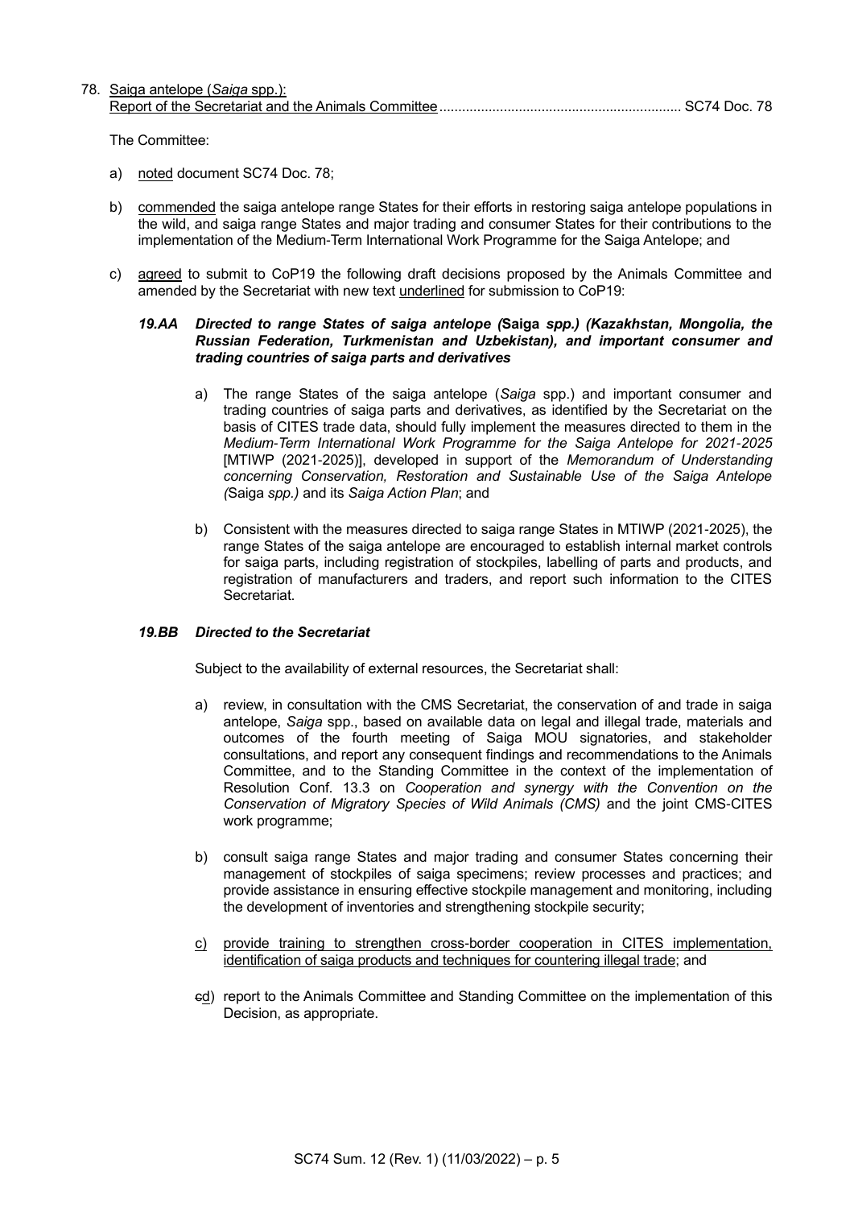78. Saiga antelope (*Saiga* spp.): Report of the Secretariat and the Animals Committee ................................................................ SC74 Doc. 78

The Committee:

a) noted document SC74 Doc. 78;

b) commended the saiga antelope range States for their efforts in restoring saiga antelope populations in the wild, and saiga range States and major trading and consumer States for their contributions to the implementation of the Medium-Term International Work Programme for the Saiga Antelope; and

c) agreed to submit to CoP19 the following draft decisions proposed by the Animals Committee and amended by the Secretariat with new text underlined for submission to CoP19:

***19.AA Directed to range States of saiga antelope (*****Saiga** ***spp.) (Kazakhstan, Mongolia, the Russian Federation, Turkmenistan and Uzbekistan), and important consumer and trading countries of saiga parts and derivatives***

a) The range States of the saiga antelope (*Saiga* spp.) and important consumer and trading countries of saiga parts and derivatives, as identified by the Secretariat on the basis of CITES trade data, should fully implement the measures directed to them in the *Medium-Term International Work Programme for the Saiga Antelope for 2021-2025* [MTIWP (2021-2025)], developed in support of the *Memorandum of Understanding concerning Conservation, Restoration and Sustainable Use of the Saiga Antelope (*Saiga *spp.)* and its *Saiga Action Plan*; and

b) Consistent with the measures directed to saiga range States in MTIWP (2021-2025), the range States of the saiga antelope are encouraged to establish internal market controls for saiga parts, including registration of stockpiles, labelling of parts and products, and registration of manufacturers and traders, and report such information to the CITES Secretariat.

***19.BB Directed to the Secretariat***

Subject to the availability of external resources, the Secretariat shall:

a) review, in consultation with the CMS Secretariat, the conservation of and trade in saiga antelope, *Saiga* spp., based on available data on legal and illegal trade, materials and outcomes of the fourth meeting of Saiga MOU signatories, and stakeholder consultations, and report any consequent findings and recommendations to the Animals Committee, and to the Standing Committee in the context of the implementation of Resolution Conf. 13.3 on *Cooperation and synergy with the Convention on the Conservation of Migratory Species of Wild Animals (CMS)* and the joint CMS-CITES work programme;

b) consult saiga range States and major trading and consumer States concerning their management of stockpiles of saiga specimens; review processes and practices; and provide assistance in ensuring effective stockpile management and monitoring, including the development of inventories and strengthening stockpile security;

c) provide training to strengthen cross-border cooperation in CITES implementation, identification of saiga products and techniques for countering illegal trade; and

~~c~~d) report to the Animals Committee and Standing Committee on the implementation of this Decision, as appropriate.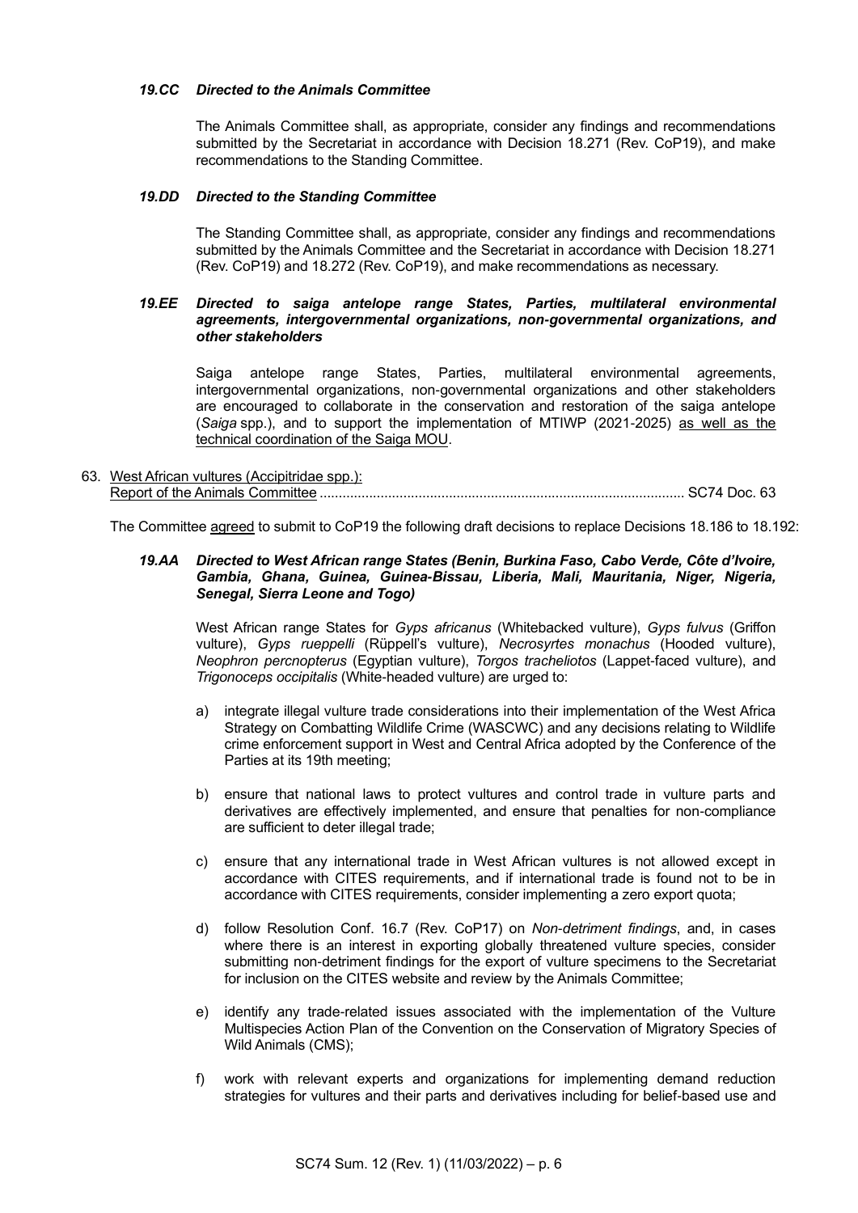*19.CC Directed to the Animals Committee*

The Animals Committee shall, as appropriate, consider any findings and recommendations submitted by the Secretariat in accordance with Decision 18.271 (Rev. CoP19), and make recommendations to the Standing Committee.

*19.DD Directed to the Standing Committee*

The Standing Committee shall, as appropriate, consider any findings and recommendations submitted by the Animals Committee and the Secretariat in accordance with Decision 18.271 (Rev. CoP19) and 18.272 (Rev. CoP19), and make recommendations as necessary.

***19.EE Directed to saiga antelope range States, Parties, multilateral environmental agreements, intergovernmental organizations, non-governmental organizations, and other stakeholders***

Saiga antelope range States, Parties, multilateral environmental agreements, intergovernmental organizations, non-governmental organizations and other stakeholders are encouraged to collaborate in the conservation and restoration of the saiga antelope (*Saiga* spp.), and to support the implementation of MTIWP (2021-2025) <u>as well as the technical coordination of the Saiga MOU</u>.

63. <u>West African vultures (Accipitridae spp.):</u>
<u>Report of the Animals Committee</u> ................................................................................................ SC74 Doc. 63

The Committee <u>agreed</u> to submit to CoP19 the following draft decisions to replace Decisions 18.186 to 18.192:

***19.AA Directed to West African range States (Benin, Burkina Faso, Cabo Verde, Côte d'Ivoire, Gambia, Ghana, Guinea, Guinea-Bissau, Liberia, Mali, Mauritania, Niger, Nigeria, Senegal, Sierra Leone and Togo)***

West African range States for *Gyps africanus* (Whitebacked vulture), *Gyps fulvus* (Griffon vulture), *Gyps rueppelli* (Rüppell's vulture), *Necrosyrtes monachus* (Hooded vulture), *Neophron percnopterus* (Egyptian vulture), *Torgos tracheliotos* (Lappet-faced vulture), and *Trigonoceps occipitalis* (White-headed vulture) are urged to:

a) integrate illegal vulture trade considerations into their implementation of the West Africa Strategy on Combatting Wildlife Crime (WASCWC) and any decisions relating to Wildlife crime enforcement support in West and Central Africa adopted by the Conference of the Parties at its 19th meeting;

b) ensure that national laws to protect vultures and control trade in vulture parts and derivatives are effectively implemented, and ensure that penalties for non-compliance are sufficient to deter illegal trade;

c) ensure that any international trade in West African vultures is not allowed except in accordance with CITES requirements, and if international trade is found not to be in accordance with CITES requirements, consider implementing a zero export quota;

d) follow Resolution Conf. 16.7 (Rev. CoP17) on *Non-detriment findings*, and, in cases where there is an interest in exporting globally threatened vulture species, consider submitting non-detriment findings for the export of vulture specimens to the Secretariat for inclusion on the CITES website and review by the Animals Committee;

e) identify any trade-related issues associated with the implementation of the Vulture Multispecies Action Plan of the Convention on the Conservation of Migratory Species of Wild Animals (CMS);

f) work with relevant experts and organizations for implementing demand reduction strategies for vultures and their parts and derivatives including for belief-based use and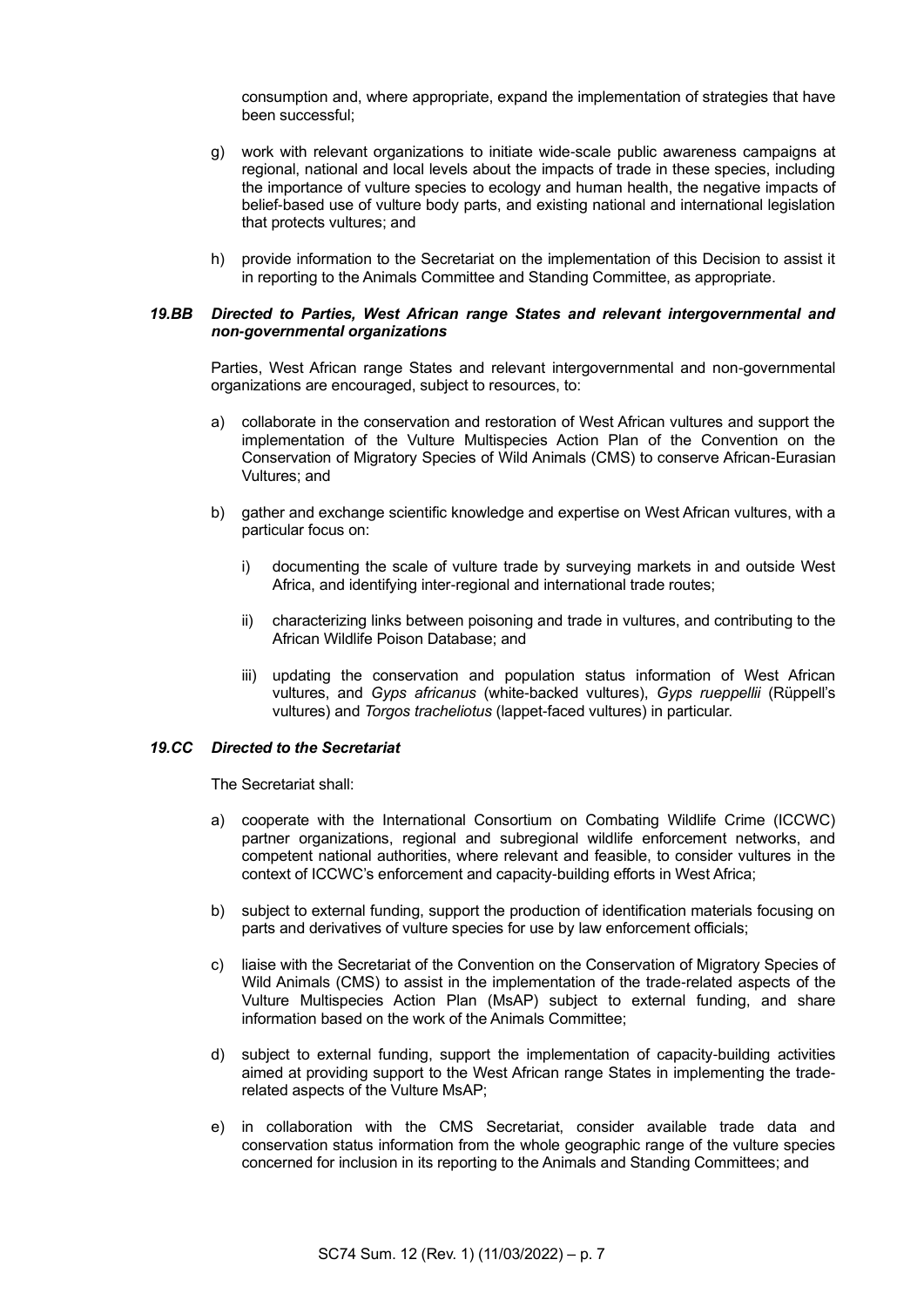consumption and, where appropriate, expand the implementation of strategies that have been successful;

g) work with relevant organizations to initiate wide-scale public awareness campaigns at regional, national and local levels about the impacts of trade in these species, including the importance of vulture species to ecology and human health, the negative impacts of belief-based use of vulture body parts, and existing national and international legislation that protects vultures; and

h) provide information to the Secretariat on the implementation of this Decision to assist it in reporting to the Animals Committee and Standing Committee, as appropriate.

***19.BB Directed to Parties, West African range States and relevant intergovernmental and non-governmental organizations***

Parties, West African range States and relevant intergovernmental and non-governmental organizations are encouraged, subject to resources, to:

a) collaborate in the conservation and restoration of West African vultures and support the implementation of the Vulture Multispecies Action Plan of the Convention on the Conservation of Migratory Species of Wild Animals (CMS) to conserve African-Eurasian Vultures; and

b) gather and exchange scientific knowledge and expertise on West African vultures, with a particular focus on:

   i) documenting the scale of vulture trade by surveying markets in and outside West Africa, and identifying inter-regional and international trade routes;

   ii) characterizing links between poisoning and trade in vultures, and contributing to the African Wildlife Poison Database; and

   iii) updating the conservation and population status information of West African vultures, and *Gyps africanus* (white-backed vultures), *Gyps rueppellii* (Rüppell's vultures) and *Torgos tracheliotus* (lappet-faced vultures) in particular.

***19.CC Directed to the Secretariat***

The Secretariat shall:

a) cooperate with the International Consortium on Combating Wildlife Crime (ICCWC) partner organizations, regional and subregional wildlife enforcement networks, and competent national authorities, where relevant and feasible, to consider vultures in the context of ICCWC's enforcement and capacity-building efforts in West Africa;

b) subject to external funding, support the production of identification materials focusing on parts and derivatives of vulture species for use by law enforcement officials;

c) liaise with the Secretariat of the Convention on the Conservation of Migratory Species of Wild Animals (CMS) to assist in the implementation of the trade-related aspects of the Vulture Multispecies Action Plan (MsAP) subject to external funding, and share information based on the work of the Animals Committee;

d) subject to external funding, support the implementation of capacity-building activities aimed at providing support to the West African range States in implementing the trade-related aspects of the Vulture MsAP;

e) in collaboration with the CMS Secretariat, consider available trade data and conservation status information from the whole geographic range of the vulture species concerned for inclusion in its reporting to the Animals and Standing Committees; and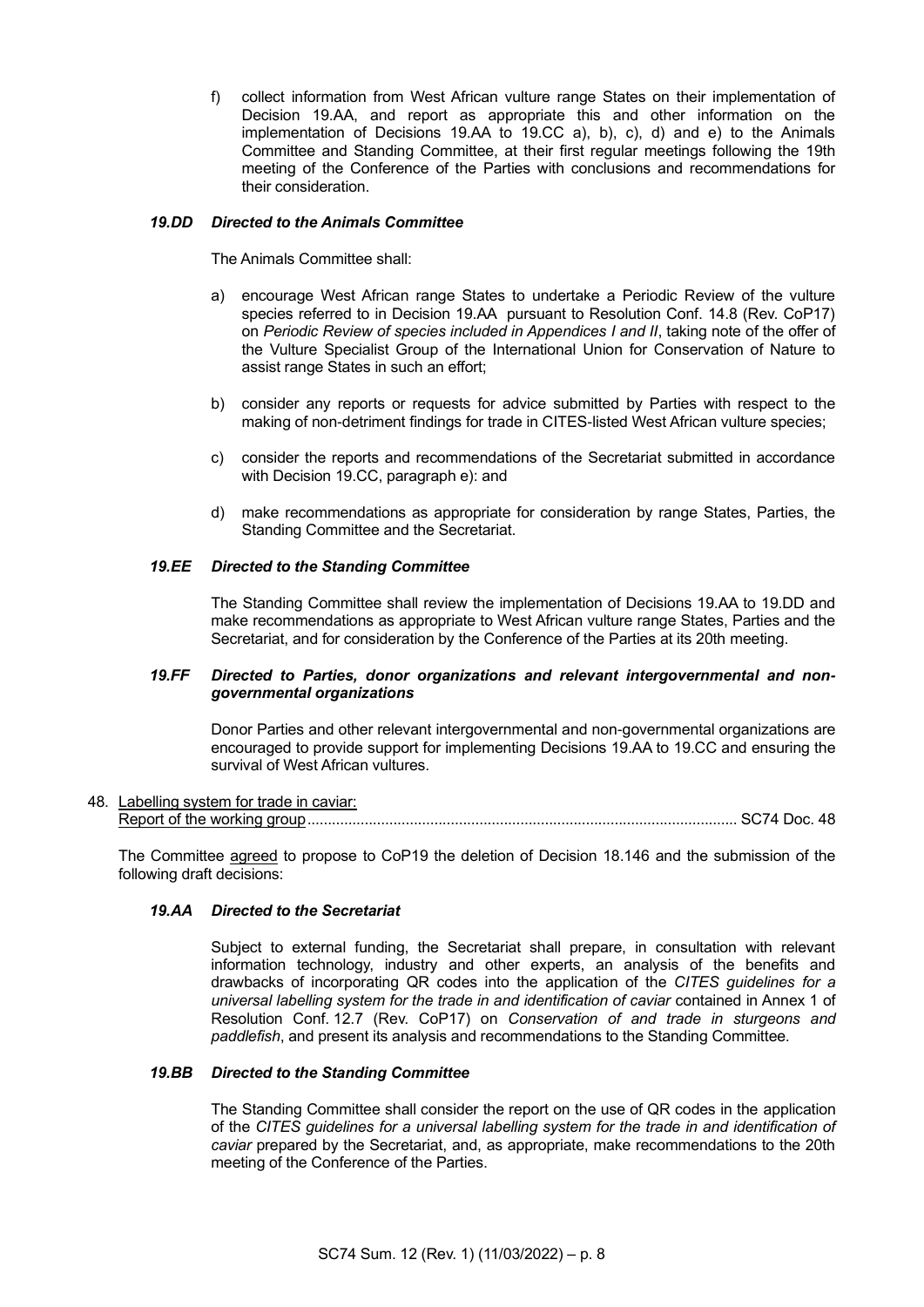f) collect information from West African vulture range States on their implementation of Decision 19.AA, and report as appropriate this and other information on the implementation of Decisions 19.AA to 19.CC a), b), c), d) and e) to the Animals Committee and Standing Committee, at their first regular meetings following the 19th meeting of the Conference of the Parties with conclusions and recommendations for their consideration.

***19.DD Directed to the Animals Committee***

The Animals Committee shall:

a) encourage West African range States to undertake a Periodic Review of the vulture species referred to in Decision 19.AA pursuant to Resolution Conf. 14.8 (Rev. CoP17) on *Periodic Review of species included in Appendices I and II*, taking note of the offer of the Vulture Specialist Group of the International Union for Conservation of Nature to assist range States in such an effort;

b) consider any reports or requests for advice submitted by Parties with respect to the making of non-detriment findings for trade in CITES-listed West African vulture species;

c) consider the reports and recommendations of the Secretariat submitted in accordance with Decision 19.CC, paragraph e): and

d) make recommendations as appropriate for consideration by range States, Parties, the Standing Committee and the Secretariat.

***19.EE Directed to the Standing Committee***

The Standing Committee shall review the implementation of Decisions 19.AA to 19.DD and make recommendations as appropriate to West African vulture range States, Parties and the Secretariat, and for consideration by the Conference of the Parties at its 20th meeting.

***19.FF Directed to Parties, donor organizations and relevant intergovernmental and non-governmental organizations***

Donor Parties and other relevant intergovernmental and non-governmental organizations are encouraged to provide support for implementing Decisions 19.AA to 19.CC and ensuring the survival of West African vultures.

48. Labelling system for trade in caviar:
Report of the working group........................................................................................................ SC74 Doc. 48

The Committee agreed to propose to CoP19 the deletion of Decision 18.146 and the submission of the following draft decisions:

***19.AA Directed to the Secretariat***

Subject to external funding, the Secretariat shall prepare, in consultation with relevant information technology, industry and other experts, an analysis of the benefits and drawbacks of incorporating QR codes into the application of the *CITES guidelines for a universal labelling system for the trade in and identification of caviar* contained in Annex 1 of Resolution Conf. 12.7 (Rev. CoP17) on *Conservation of and trade in sturgeons and paddlefish*, and present its analysis and recommendations to the Standing Committee.

***19.BB Directed to the Standing Committee***

The Standing Committee shall consider the report on the use of QR codes in the application of the *CITES guidelines for a universal labelling system for the trade in and identification of caviar* prepared by the Secretariat, and, as appropriate, make recommendations to the 20th meeting of the Conference of the Parties.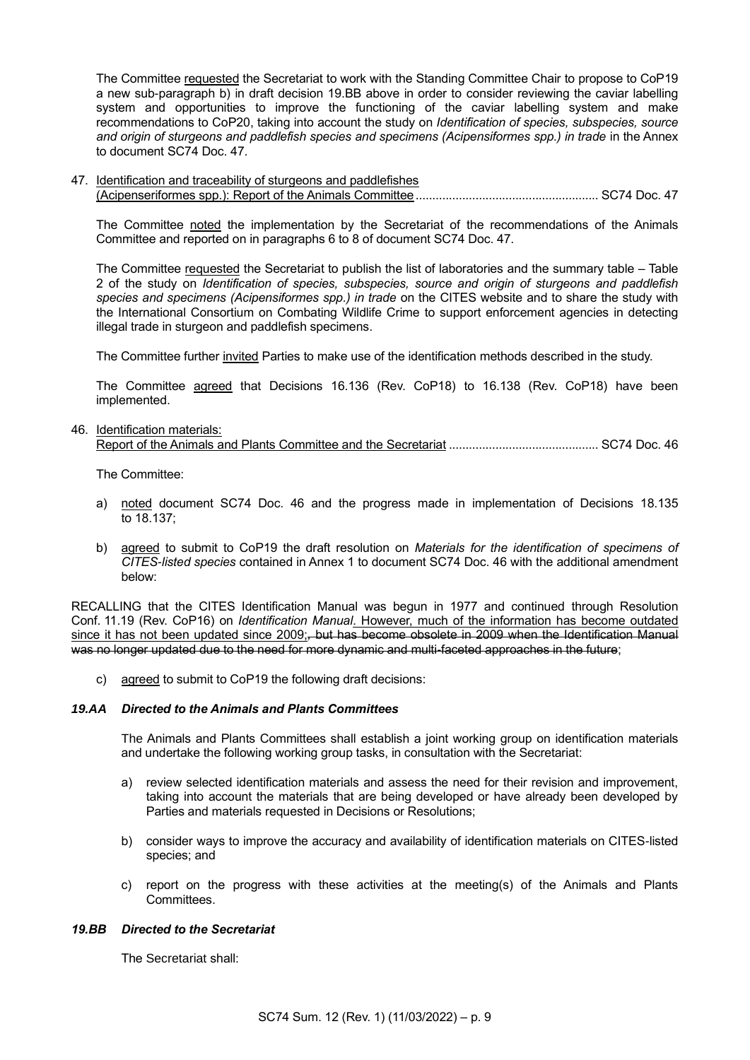The Committee requested the Secretariat to work with the Standing Committee Chair to propose to CoP19 a new sub-paragraph b) in draft decision 19.BB above in order to consider reviewing the caviar labelling system and opportunities to improve the functioning of the caviar labelling system and make recommendations to CoP20, taking into account the study on *Identification of species, subspecies, source and origin of sturgeons and paddlefish species and specimens (Acipensiformes spp.) in trade* in the Annex to document SC74 Doc. 47.

47. Identification and traceability of sturgeons and paddlefishes (Acipenseriformes spp.): Report of the Animals Committee ...................................................... SC74 Doc. 47

    The Committee noted the implementation by the Secretariat of the recommendations of the Animals Committee and reported on in paragraphs 6 to 8 of document SC74 Doc. 47.

    The Committee requested the Secretariat to publish the list of laboratories and the summary table – Table 2 of the study on *Identification of species, subspecies, source and origin of sturgeons and paddlefish species and specimens (Acipensiformes spp.) in trade* on the CITES website and to share the study with the International Consortium on Combating Wildlife Crime to support enforcement agencies in detecting illegal trade in sturgeon and paddlefish specimens.

    The Committee further invited Parties to make use of the identification methods described in the study.

    The Committee agreed that Decisions 16.136 (Rev. CoP18) to 16.138 (Rev. CoP18) have been implemented.

46. Identification materials: Report of the Animals and Plants Committee and the Secretariat ............................................ SC74 Doc. 46

    The Committee:

    a) noted document SC74 Doc. 46 and the progress made in implementation of Decisions 18.135 to 18.137;

    b) agreed to submit to CoP19 the draft resolution on *Materials for the identification of specimens of CITES-listed species* contained in Annex 1 to document SC74 Doc. 46 with the additional amendment below:

RECALLING that the CITES Identification Manual was begun in 1977 and continued through Resolution Conf. 11.19 (Rev. CoP16) on *Identification Manual*. However, much of the information has become outdated since it has not been updated since 2009;~~, but has become obsolete in 2009 when the Identification Manual was no longer updated due to the need for more dynamic and multi-faceted approaches in the future~~;

    c) agreed to submit to CoP19 the following draft decisions:

***19.AA Directed to the Animals and Plants Committees***

The Animals and Plants Committees shall establish a joint working group on identification materials and undertake the following working group tasks, in consultation with the Secretariat:

a) review selected identification materials and assess the need for their revision and improvement, taking into account the materials that are being developed or have already been developed by Parties and materials requested in Decisions or Resolutions;

b) consider ways to improve the accuracy and availability of identification materials on CITES-listed species; and

c) report on the progress with these activities at the meeting(s) of the Animals and Plants Committees.

***19.BB Directed to the Secretariat***

The Secretariat shall: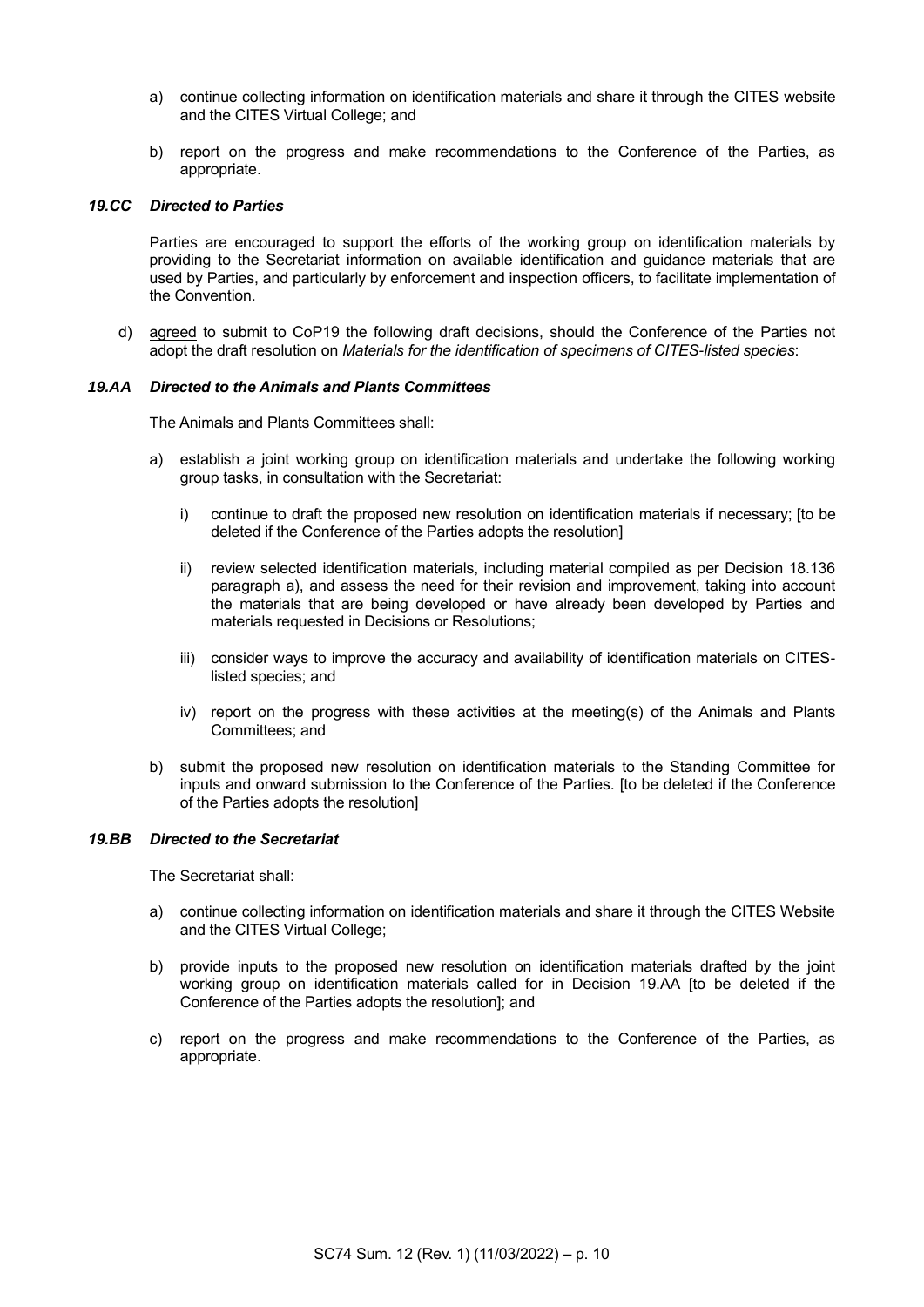a) continue collecting information on identification materials and share it through the CITES website and the CITES Virtual College; and

b) report on the progress and make recommendations to the Conference of the Parties, as appropriate.

### *19.CC Directed to Parties*

Parties are encouraged to support the efforts of the working group on identification materials by providing to the Secretariat information on available identification and guidance materials that are used by Parties, and particularly by enforcement and inspection officers, to facilitate implementation of the Convention.

d) agreed to submit to CoP19 the following draft decisions, should the Conference of the Parties not adopt the draft resolution on *Materials for the identification of specimens of CITES-listed species*:

### *19.AA Directed to the Animals and Plants Committees*

The Animals and Plants Committees shall:

a) establish a joint working group on identification materials and undertake the following working group tasks, in consultation with the Secretariat:

   i) continue to draft the proposed new resolution on identification materials if necessary; [to be deleted if the Conference of the Parties adopts the resolution]

   ii) review selected identification materials, including material compiled as per Decision 18.136 paragraph a), and assess the need for their revision and improvement, taking into account the materials that are being developed or have already been developed by Parties and materials requested in Decisions or Resolutions;

   iii) consider ways to improve the accuracy and availability of identification materials on CITES-listed species; and

   iv) report on the progress with these activities at the meeting(s) of the Animals and Plants Committees; and

b) submit the proposed new resolution on identification materials to the Standing Committee for inputs and onward submission to the Conference of the Parties. [to be deleted if the Conference of the Parties adopts the resolution]

### *19.BB Directed to the Secretariat*

The Secretariat shall:

a) continue collecting information on identification materials and share it through the CITES Website and the CITES Virtual College;

b) provide inputs to the proposed new resolution on identification materials drafted by the joint working group on identification materials called for in Decision 19.AA [to be deleted if the Conference of the Parties adopts the resolution]; and

c) report on the progress and make recommendations to the Conference of the Parties, as appropriate.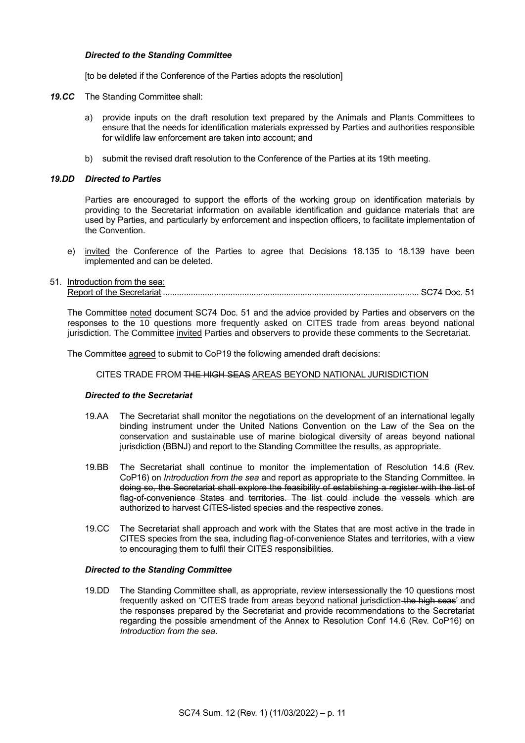***Directed to the Standing Committee***

[to be deleted if the Conference of the Parties adopts the resolution]

***19.CC*** The Standing Committee shall:

a) provide inputs on the draft resolution text prepared by the Animals and Plants Committees to ensure that the needs for identification materials expressed by Parties and authorities responsible for wildlife law enforcement are taken into account; and

b) submit the revised draft resolution to the Conference of the Parties at its 19th meeting.

***19.DD Directed to Parties***

Parties are encouraged to support the efforts of the working group on identification materials by providing to the Secretariat information on available identification and guidance materials that are used by Parties, and particularly by enforcement and inspection officers, to facilitate implementation of the Convention.

e) <u>invited</u> the Conference of the Parties to agree that Decisions 18.135 to 18.139 have been implemented and can be deleted.

51. <u>Introduction from the sea:</u>
<u>Report of the Secretariat</u> ............................................................................................................ SC74 Doc. 51

The Committee <u>noted</u> document SC74 Doc. 51 and the advice provided by Parties and observers on the responses to the 10 questions more frequently asked on CITES trade from areas beyond national jurisdiction. The Committee <u>invited</u> Parties and observers to provide these comments to the Secretariat.

The Committee <u>agreed</u> to submit to CoP19 the following amended draft decisions:

CITES TRADE FROM ~~THE HIGH SEAS~~ <u>AREAS BEYOND NATIONAL JURISDICTION</u>

***Directed to the Secretariat***

19.AA The Secretariat shall monitor the negotiations on the development of an international legally binding instrument under the United Nations Convention on the Law of the Sea on the conservation and sustainable use of marine biological diversity of areas beyond national jurisdiction (BBNJ) and report to the Standing Committee the results, as appropriate.

19.BB The Secretariat shall continue to monitor the implementation of Resolution 14.6 (Rev. CoP16) on *Introduction from the sea* and report as appropriate to the Standing Committee. ~~In doing so, the Secretariat shall explore the feasibility of establishing a register with the list of flag-of-convenience States and territories. The list could include the vessels which are authorized to harvest CITES-listed species and the respective zones.~~

19.CC The Secretariat shall approach and work with the States that are most active in the trade in CITES species from the sea, including flag-of-convenience States and territories, with a view to encouraging them to fulfil their CITES responsibilities.

***Directed to the Standing Committee***

19.DD The Standing Committee shall, as appropriate, review intersessionally the 10 questions most frequently asked on 'CITES trade from <u>areas beyond national jurisdiction</u> ~~the high seas~~' and the responses prepared by the Secretariat and provide recommendations to the Secretariat regarding the possible amendment of the Annex to Resolution Conf 14.6 (Rev. CoP16) on *Introduction from the sea*.